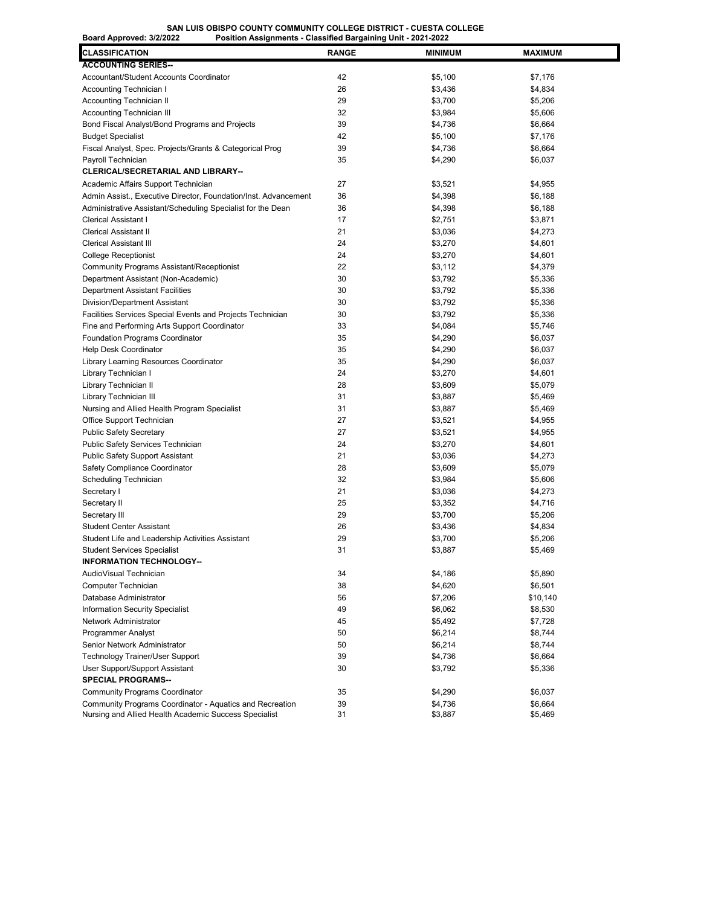**SAN LUIS OBISPO COUNTY COMMUNITY COLLEGE DISTRICT - CUESTA COLLEGE**

**Board Approved: 3/2/2022** **Position Assignments - Classified Bargaining Unit - 2021-2022**

| CLASSIFICATION | RANGE | MINIMUM | MAXIMUM |
|---|---|---|---|
| **ACCOUNTING SERIES--** | | | |
| Accountant/Student Accounts Coordinator | 42 | $5,100 | $7,176 |
| Accounting Technician I | 26 | $3,436 | $4,834 |
| Accounting Technician II | 29 | $3,700 | $5,206 |
| Accounting Technician III | 32 | $3,984 | $5,606 |
| Bond Fiscal Analyst/Bond Programs and Projects | 39 | $4,736 | $6,664 |
| Budget Specialist | 42 | $5,100 | $7,176 |
| Fiscal Analyst, Spec. Projects/Grants & Categorical Prog | 39 | $4,736 | $6,664 |
| Payroll Technician | 35 | $4,290 | $6,037 |
| **CLERICAL/SECRETARIAL AND LIBRARY--** | | | |
| Academic Affairs Support Technician | 27 | $3,521 | $4,955 |
| Admin Assist., Executive Director, Foundation/Inst. Advancement | 36 | $4,398 | $6,188 |
| Administrative Assistant/Scheduling Specialist for the Dean | 36 | $4,398 | $6,188 |
| Clerical Assistant I | 17 | $2,751 | $3,871 |
| Clerical Assistant II | 21 | $3,036 | $4,273 |
| Clerical Assistant III | 24 | $3,270 | $4,601 |
| College Receptionist | 24 | $3,270 | $4,601 |
| Community Programs Assistant/Receptionist | 22 | $3,112 | $4,379 |
| Department Assistant (Non-Academic) | 30 | $3,792 | $5,336 |
| Department Assistant Facilities | 30 | $3,792 | $5,336 |
| Division/Department Assistant | 30 | $3,792 | $5,336 |
| Facilities Services Special Events and Projects Technician | 30 | $3,792 | $5,336 |
| Fine and Performing Arts Support Coordinator | 33 | $4,084 | $5,746 |
| Foundation Programs Coordinator | 35 | $4,290 | $6,037 |
| Help Desk Coordinator | 35 | $4,290 | $6,037 |
| Library Learning Resources Coordinator | 35 | $4,290 | $6,037 |
| Library Technician I | 24 | $3,270 | $4,601 |
| Library Technician II | 28 | $3,609 | $5,079 |
| Library Technician III | 31 | $3,887 | $5,469 |
| Nursing and Allied Health Program Specialist | 31 | $3,887 | $5,469 |
| Office Support Technician | 27 | $3,521 | $4,955 |
| Public Safety Secretary | 27 | $3,521 | $4,955 |
| Public Safety Services Technician | 24 | $3,270 | $4,601 |
| Public Safety Support Assistant | 21 | $3,036 | $4,273 |
| Safety Compliance Coordinator | 28 | $3,609 | $5,079 |
| Scheduling Technician | 32 | $3,984 | $5,606 |
| Secretary I | 21 | $3,036 | $4,273 |
| Secretary II | 25 | $3,352 | $4,716 |
| Secretary III | 29 | $3,700 | $5,206 |
| Student Center Assistant | 26 | $3,436 | $4,834 |
| Student Life and Leadership Activities Assistant | 29 | $3,700 | $5,206 |
| Student Services Specialist | 31 | $3,887 | $5,469 |
| **INFORMATION TECHNOLOGY--** | | | |
| AudioVisual Technician | 34 | $4,186 | $5,890 |
| Computer Technician | 38 | $4,620 | $6,501 |
| Database Administrator | 56 | $7,206 | $10,140 |
| Information Security Specialist | 49 | $6,062 | $8,530 |
| Network Administrator | 45 | $5,492 | $7,728 |
| Programmer Analyst | 50 | $6,214 | $8,744 |
| Senior Network Administrator | 50 | $6,214 | $8,744 |
| Technology Trainer/User Support | 39 | $4,736 | $6,664 |
| User Support/Support Assistant | 30 | $3,792 | $5,336 |
| **SPECIAL PROGRAMS--** | | | |
| Community Programs Coordinator | 35 | $4,290 | $6,037 |
| Community Programs Coordinator - Aquatics and Recreation | 39 | $4,736 | $6,664 |
| Nursing and Allied Health Academic Success Specialist | 31 | $3,887 | $5,469 |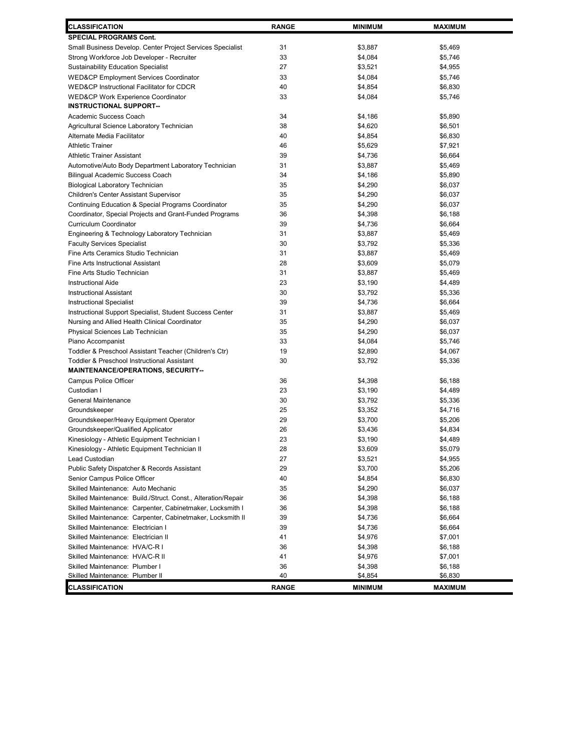| CLASSIFICATION | RANGE | MINIMUM | MAXIMUM |
|---|---|---|---|
| **SPECIAL PROGRAMS Cont.** | | | |
| Small Business Develop. Center Project Services Specialist | 31 | $3,887 | $5,469 |
| Strong Workforce Job Developer - Recruiter | 33 | $4,084 | $5,746 |
| Sustainability Education Specialist | 27 | $3,521 | $4,955 |
| WED&CP Employment Services Coordinator | 33 | $4,084 | $5,746 |
| WED&CP Instructional Facilitator for CDCR | 40 | $4,854 | $6,830 |
| WED&CP Work Experience Coordinator | 33 | $4,084 | $5,746 |
| **INSTRUCTIONAL SUPPORT--** | | | |
| Academic Success Coach | 34 | $4,186 | $5,890 |
| Agricultural Science Laboratory Technician | 38 | $4,620 | $6,501 |
| Alternate Media Facilitator | 40 | $4,854 | $6,830 |
| Athletic Trainer | 46 | $5,629 | $7,921 |
| Athletic Trainer Assistant | 39 | $4,736 | $6,664 |
| Automotive/Auto Body Department Laboratory Technician | 31 | $3,887 | $5,469 |
| Bilingual Academic Success Coach | 34 | $4,186 | $5,890 |
| Biological Laboratory Technician | 35 | $4,290 | $6,037 |
| Children's Center Assistant Supervisor | 35 | $4,290 | $6,037 |
| Continuing Education & Special Programs Coordinator | 35 | $4,290 | $6,037 |
| Coordinator, Special Projects and Grant-Funded Programs | 36 | $4,398 | $6,188 |
| Curriculum Coordinator | 39 | $4,736 | $6,664 |
| Engineering & Technology Laboratory Technician | 31 | $3,887 | $5,469 |
| Faculty Services Specialist | 30 | $3,792 | $5,336 |
| Fine Arts Ceramics Studio Technician | 31 | $3,887 | $5,469 |
| Fine Arts Instructional Assistant | 28 | $3,609 | $5,079 |
| Fine Arts Studio Technician | 31 | $3,887 | $5,469 |
| Instructional Aide | 23 | $3,190 | $4,489 |
| Instructional Assistant | 30 | $3,792 | $5,336 |
| Instructional Specialist | 39 | $4,736 | $6,664 |
| Instructional Support Specialist, Student Success Center | 31 | $3,887 | $5,469 |
| Nursing and Allied Health Clinical Coordinator | 35 | $4,290 | $6,037 |
| Physical Sciences Lab Technician | 35 | $4,290 | $6,037 |
| Piano Accompanist | 33 | $4,084 | $5,746 |
| Toddler & Preschool Assistant Teacher (Children's Ctr) | 19 | $2,890 | $4,067 |
| Toddler & Preschool Instructional Assistant | 30 | $3,792 | $5,336 |
| **MAINTENANCE/OPERATIONS, SECURITY--** | | | |
| Campus Police Officer | 36 | $4,398 | $6,188 |
| Custodian I | 23 | $3,190 | $4,489 |
| General Maintenance | 30 | $3,792 | $5,336 |
| Groundskeeper | 25 | $3,352 | $4,716 |
| Groundskeeper/Heavy Equipment Operator | 29 | $3,700 | $5,206 |
| Groundskeeper/Qualified Applicator | 26 | $3,436 | $4,834 |
| Kinesiology - Athletic Equipment Technician I | 23 | $3,190 | $4,489 |
| Kinesiology - Athletic Equipment Technician II | 28 | $3,609 | $5,079 |
| Lead Custodian | 27 | $3,521 | $4,955 |
| Public Safety Dispatcher & Records Assistant | 29 | $3,700 | $5,206 |
| Senior Campus Police Officer | 40 | $4,854 | $6,830 |
| Skilled Maintenance: Auto Mechanic | 35 | $4,290 | $6,037 |
| Skilled Maintenance: Build./Struct. Const., Alteration/Repair | 36 | $4,398 | $6,188 |
| Skilled Maintenance: Carpenter, Cabinetmaker, Locksmith I | 36 | $4,398 | $6,188 |
| Skilled Maintenance: Carpenter, Cabinetmaker, Locksmith II | 39 | $4,736 | $6,664 |
| Skilled Maintenance: Electrician I | 39 | $4,736 | $6,664 |
| Skilled Maintenance: Electrician II | 41 | $4,976 | $7,001 |
| Skilled Maintenance: HVA/C-R I | 36 | $4,398 | $6,188 |
| Skilled Maintenance: HVA/C-R II | 41 | $4,976 | $7,001 |
| Skilled Maintenance: Plumber I | 36 | $4,398 | $6,188 |
| Skilled Maintenance: Plumber II | 40 | $4,854 | $6,830 |
| **CLASSIFICATION** | **RANGE** | **MINIMUM** | **MAXIMUM** |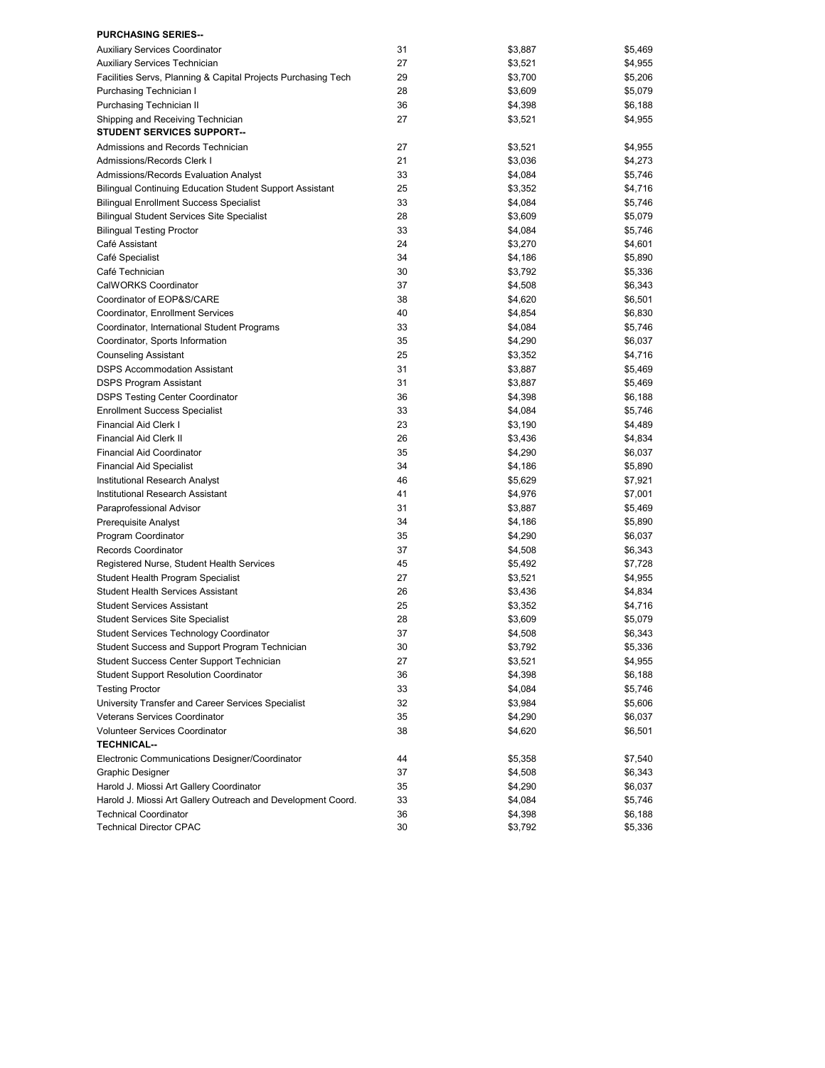| | | | |
|---|---|---|---|
| **PURCHASING SERIES--** | | | |
| Auxiliary Services Coordinator | 31 | $3,887 | $5,469 |
| Auxiliary Services Technician | 27 | $3,521 | $4,955 |
| Facilities Servs, Planning & Capital Projects Purchasing Tech | 29 | $3,700 | $5,206 |
| Purchasing Technician I | 28 | $3,609 | $5,079 |
| Purchasing Technician II | 36 | $4,398 | $6,188 |
| Shipping and Receiving Technician | 27 | $3,521 | $4,955 |
| **STUDENT SERVICES SUPPORT--** | | | |
| Admissions and Records Technician | 27 | $3,521 | $4,955 |
| Admissions/Records Clerk I | 21 | $3,036 | $4,273 |
| Admissions/Records Evaluation Analyst | 33 | $4,084 | $5,746 |
| Bilingual Continuing Education Student Support Assistant | 25 | $3,352 | $4,716 |
| Bilingual Enrollment Success Specialist | 33 | $4,084 | $5,746 |
| Bilingual Student Services Site Specialist | 28 | $3,609 | $5,079 |
| Bilingual Testing Proctor | 33 | $4,084 | $5,746 |
| Café Assistant | 24 | $3,270 | $4,601 |
| Café Specialist | 34 | $4,186 | $5,890 |
| Café Technician | 30 | $3,792 | $5,336 |
| CalWORKS Coordinator | 37 | $4,508 | $6,343 |
| Coordinator of EOP&S/CARE | 38 | $4,620 | $6,501 |
| Coordinator, Enrollment Services | 40 | $4,854 | $6,830 |
| Coordinator, International Student Programs | 33 | $4,084 | $5,746 |
| Coordinator, Sports Information | 35 | $4,290 | $6,037 |
| Counseling Assistant | 25 | $3,352 | $4,716 |
| DSPS Accommodation Assistant | 31 | $3,887 | $5,469 |
| DSPS Program Assistant | 31 | $3,887 | $5,469 |
| DSPS Testing Center Coordinator | 36 | $4,398 | $6,188 |
| Enrollment Success Specialist | 33 | $4,084 | $5,746 |
| Financial Aid Clerk I | 23 | $3,190 | $4,489 |
| Financial Aid Clerk II | 26 | $3,436 | $4,834 |
| Financial Aid Coordinator | 35 | $4,290 | $6,037 |
| Financial Aid Specialist | 34 | $4,186 | $5,890 |
| Institutional Research Analyst | 46 | $5,629 | $7,921 |
| Institutional Research Assistant | 41 | $4,976 | $7,001 |
| Paraprofessional Advisor | 31 | $3,887 | $5,469 |
| Prerequisite Analyst | 34 | $4,186 | $5,890 |
| Program Coordinator | 35 | $4,290 | $6,037 |
| Records Coordinator | 37 | $4,508 | $6,343 |
| Registered Nurse, Student Health Services | 45 | $5,492 | $7,728 |
| Student Health Program Specialist | 27 | $3,521 | $4,955 |
| Student Health Services Assistant | 26 | $3,436 | $4,834 |
| Student Services Assistant | 25 | $3,352 | $4,716 |
| Student Services Site Specialist | 28 | $3,609 | $5,079 |
| Student Services Technology Coordinator | 37 | $4,508 | $6,343 |
| Student Success and Support Program Technician | 30 | $3,792 | $5,336 |
| Student Success Center Support Technician | 27 | $3,521 | $4,955 |
| Student Support Resolution Coordinator | 36 | $4,398 | $6,188 |
| Testing Proctor | 33 | $4,084 | $5,746 |
| University Transfer and Career Services Specialist | 32 | $3,984 | $5,606 |
| Veterans Services Coordinator | 35 | $4,290 | $6,037 |
| Volunteer Services Coordinator | 38 | $4,620 | $6,501 |
| **TECHNICAL--** | | | |
| Electronic Communications Designer/Coordinator | 44 | $5,358 | $7,540 |
| Graphic Designer | 37 | $4,508 | $6,343 |
| Harold J. Miossi Art Gallery Coordinator | 35 | $4,290 | $6,037 |
| Harold J. Miossi Art Gallery Outreach and Development Coord. | 33 | $4,084 | $5,746 |
| Technical Coordinator | 36 | $4,398 | $6,188 |
| Technical Director CPAC | 30 | $3,792 | $5,336 |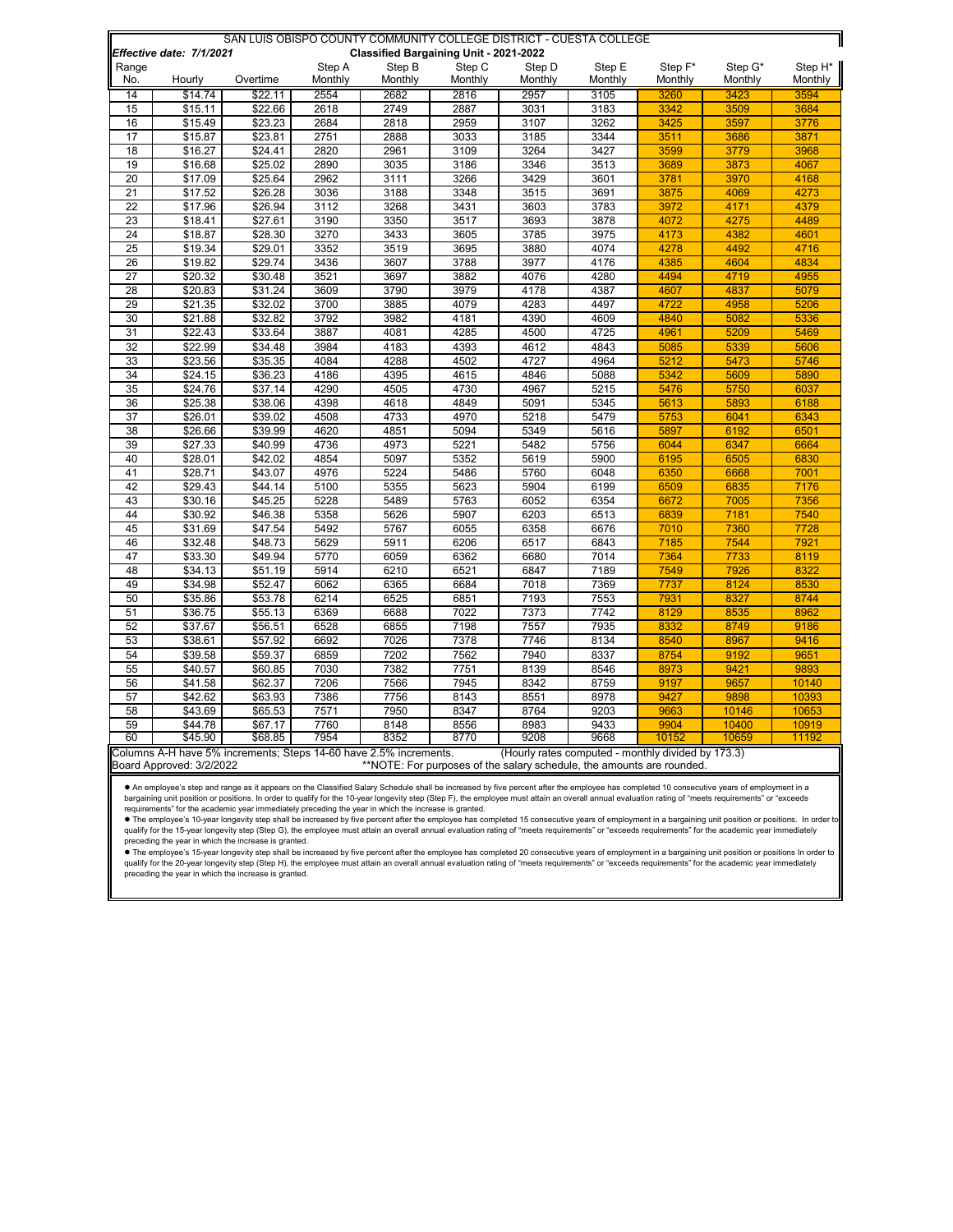SAN LUIS OBISPO COUNTY COMMUNITY COLLEGE DISTRICT - CUESTA COLLEGE

*Effective date: 7/1/2021*

**Classified Bargaining Unit - 2021-2022**

| Range No. | Hourly | Overtime | Step A Monthly | Step B Monthly | Step C Monthly | Step D Monthly | Step E Monthly | Step F* Monthly | Step G* Monthly | Step H* Monthly |
|---|---|---|---|---|---|---|---|---|---|---|
| 14 | $14.74 | $22.11 | 2554 | 2682 | 2816 | 2957 | 3105 | 3260 | 3423 | 3594 |
| 15 | $15.11 | $22.66 | 2618 | 2749 | 2887 | 3031 | 3183 | 3342 | 3509 | 3684 |
| 16 | $15.49 | $23.23 | 2684 | 2818 | 2959 | 3107 | 3262 | 3425 | 3597 | 3776 |
| 17 | $15.87 | $23.81 | 2751 | 2888 | 3033 | 3185 | 3344 | 3511 | 3686 | 3871 |
| 18 | $16.27 | $24.41 | 2820 | 2961 | 3109 | 3264 | 3427 | 3599 | 3779 | 3968 |
| 19 | $16.68 | $25.02 | 2890 | 3035 | 3186 | 3346 | 3513 | 3689 | 3873 | 4067 |
| 20 | $17.09 | $25.64 | 2962 | 3111 | 3266 | 3429 | 3601 | 3781 | 3970 | 4168 |
| 21 | $17.52 | $26.28 | 3036 | 3188 | 3348 | 3515 | 3691 | 3875 | 4069 | 4273 |
| 22 | $17.96 | $26.94 | 3112 | 3268 | 3431 | 3603 | 3783 | 3972 | 4171 | 4379 |
| 23 | $18.41 | $27.61 | 3190 | 3350 | 3517 | 3693 | 3878 | 4072 | 4275 | 4489 |
| 24 | $18.87 | $28.30 | 3270 | 3433 | 3605 | 3785 | 3975 | 4173 | 4382 | 4601 |
| 25 | $19.34 | $29.01 | 3352 | 3519 | 3695 | 3880 | 4074 | 4278 | 4492 | 4716 |
| 26 | $19.82 | $29.74 | 3436 | 3607 | 3788 | 3977 | 4176 | 4385 | 4604 | 4834 |
| 27 | $20.32 | $30.48 | 3521 | 3697 | 3882 | 4076 | 4280 | 4494 | 4719 | 4955 |
| 28 | $20.83 | $31.24 | 3609 | 3790 | 3979 | 4178 | 4387 | 4607 | 4837 | 5079 |
| 29 | $21.35 | $32.02 | 3700 | 3885 | 4079 | 4283 | 4497 | 4722 | 4958 | 5206 |
| 30 | $21.88 | $32.82 | 3792 | 3982 | 4181 | 4390 | 4609 | 4840 | 5082 | 5336 |
| 31 | $22.43 | $33.64 | 3887 | 4081 | 4285 | 4500 | 4725 | 4961 | 5209 | 5469 |
| 32 | $22.99 | $34.48 | 3984 | 4183 | 4393 | 4612 | 4843 | 5085 | 5339 | 5606 |
| 33 | $23.56 | $35.35 | 4084 | 4288 | 4502 | 4727 | 4964 | 5212 | 5473 | 5746 |
| 34 | $24.15 | $36.23 | 4186 | 4395 | 4615 | 4846 | 5088 | 5342 | 5609 | 5890 |
| 35 | $24.76 | $37.14 | 4290 | 4505 | 4730 | 4967 | 5215 | 5476 | 5750 | 6037 |
| 36 | $25.38 | $38.06 | 4398 | 4618 | 4849 | 5091 | 5345 | 5613 | 5893 | 6188 |
| 37 | $26.01 | $39.02 | 4508 | 4733 | 4970 | 5218 | 5479 | 5753 | 6041 | 6343 |
| 38 | $26.66 | $39.99 | 4620 | 4851 | 5094 | 5349 | 5616 | 5897 | 6192 | 6501 |
| 39 | $27.33 | $40.99 | 4736 | 4973 | 5221 | 5482 | 5756 | 6044 | 6347 | 6664 |
| 40 | $28.01 | $42.02 | 4854 | 5097 | 5352 | 5619 | 5900 | 6195 | 6505 | 6830 |
| 41 | $28.71 | $43.07 | 4976 | 5224 | 5486 | 5760 | 6048 | 6350 | 6668 | 7001 |
| 42 | $29.43 | $44.14 | 5100 | 5355 | 5623 | 5904 | 6199 | 6509 | 6835 | 7176 |
| 43 | $30.16 | $45.25 | 5228 | 5489 | 5763 | 6052 | 6354 | 6672 | 7005 | 7356 |
| 44 | $30.92 | $46.38 | 5358 | 5626 | 5907 | 6203 | 6513 | 6839 | 7181 | 7540 |
| 45 | $31.69 | $47.54 | 5492 | 5767 | 6055 | 6358 | 6676 | 7010 | 7360 | 7728 |
| 46 | $32.48 | $48.73 | 5629 | 5911 | 6206 | 6517 | 6843 | 7185 | 7544 | 7921 |
| 47 | $33.30 | $49.94 | 5770 | 6059 | 6362 | 6680 | 7014 | 7364 | 7733 | 8119 |
| 48 | $34.13 | $51.19 | 5914 | 6210 | 6521 | 6847 | 7189 | 7549 | 7926 | 8322 |
| 49 | $34.98 | $52.47 | 6062 | 6365 | 6684 | 7018 | 7369 | 7737 | 8124 | 8530 |
| 50 | $35.86 | $53.78 | 6214 | 6525 | 6851 | 7193 | 7553 | 7931 | 8327 | 8744 |
| 51 | $36.75 | $55.13 | 6369 | 6688 | 7022 | 7373 | 7742 | 8129 | 8535 | 8962 |
| 52 | $37.67 | $56.51 | 6528 | 6855 | 7198 | 7557 | 7935 | 8332 | 8749 | 9186 |
| 53 | $38.61 | $57.92 | 6692 | 7026 | 7378 | 7746 | 8134 | 8540 | 8967 | 9416 |
| 54 | $39.58 | $59.37 | 6859 | 7202 | 7562 | 7940 | 8337 | 8754 | 9192 | 9651 |
| 55 | $40.57 | $60.85 | 7030 | 7382 | 7751 | 8139 | 8546 | 8973 | 9421 | 9893 |
| 56 | $41.58 | $62.37 | 7206 | 7566 | 7945 | 8342 | 8759 | 9197 | 9657 | 10140 |
| 57 | $42.62 | $63.93 | 7386 | 7756 | 8143 | 8551 | 8978 | 9427 | 9898 | 10393 |
| 58 | $43.69 | $65.53 | 7571 | 7950 | 8347 | 8764 | 9203 | 9663 | 10146 | 10653 |
| 59 | $44.78 | $67.17 | 7760 | 8148 | 8556 | 8983 | 9433 | 9904 | 10400 | 10919 |
| 60 | $45.90 | $68.85 | 7954 | 8352 | 8770 | 9208 | 9668 | 10152 | 10659 | 11192 |

Columns A-H have 5% increments; Steps 14-60 have 2.5% increments. (Hourly rates computed - monthly divided by 173.3)

Board Approved: 3/2/2022 **NOTE: For purposes of the salary schedule, the amounts are rounded.

- An employee's step and range as it appears on the Classified Salary Schedule shall be increased by five percent after the employee has completed 10 consecutive years of employment in a bargaining unit position or positions. In order to qualify for the 10-year longevity step (Step F), the employee must attain an overall annual evaluation rating of "meets requirements" or "exceeds requirements" for the academic year immediately preceding the year in which the increase is granted.
- The employee's 10-year longevity step shall be increased by five percent after the employee has completed 15 consecutive years of employment in a bargaining unit position or positions. In order to qualify for the 15-year longevity step (Step G), the employee must attain an overall annual evaluation rating of "meets requirements" or "exceeds requirements" for the academic year immediately preceding the year in which the increase is granted.
- The employee's 15-year longevity step shall be increased by five percent after the employee has completed 20 consecutive years of employment in a bargaining unit position or positions In order to qualify for the 20-year longevity step (Step H), the employee must attain an overall annual evaluation rating of "meets requirements" or "exceeds requirements" for the academic year immediately preceding the year in which the increase is granted.